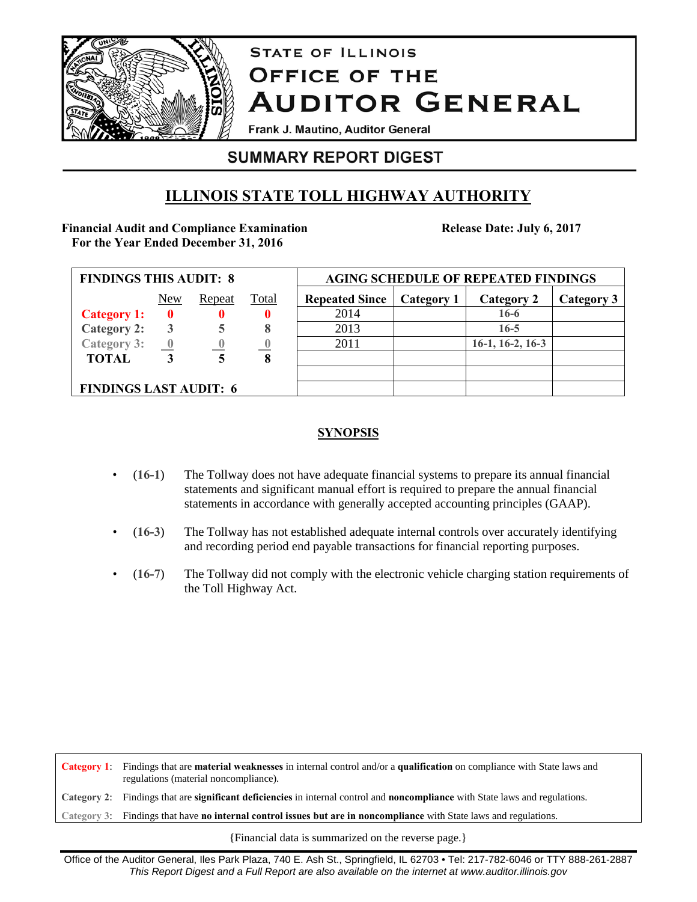# STATE OF ILLINOIS OFFICE OF THE AUDITOR GENERAL

Frank J. Mautino, Auditor General

## SUMMARY REPORT DIGEST

## ILLINOIS STATE TOLL HIGHWAY AUTHORITY

**Financial Audit and Compliance Examination**
**For the Year Ended December 31, 2016**

**Release Date: July 6, 2017**

| FINDINGS THIS AUDIT: 8 | | | |
|---|---|---|---|
| | New | Repeat | Total |
| **Category 1:** | **0** | **0** | **0** |
| **Category 2:** | **3** | **5** | **8** |
| **Category 3:** | **0** | **0** | **0** |
| **TOTAL** | **3** | **5** | **8** |
| **FINDINGS LAST AUDIT: 6** | | | |

| AGING SCHEDULE OF REPEATED FINDINGS | | | |
|---|---|---|---|
| **Repeated Since** | **Category 1** | **Category 2** | **Category 3** |
| 2014 | | **16-6** | |
| 2013 | | **16-5** | |
| 2011 | | **16-1, 16-2, 16-3** | |

### SYNOPSIS

- **(16-1)** The Tollway does not have adequate financial systems to prepare its annual financial statements and significant manual effort is required to prepare the annual financial statements in accordance with generally accepted accounting principles (GAAP).

- **(16-3)** The Tollway has not established adequate internal controls over accurately identifying and recording period end payable transactions for financial reporting purposes.

- **(16-7)** The Tollway did not comply with the electronic vehicle charging station requirements of the Toll Highway Act.

**Category 1**: Findings that are **material weaknesses** in internal control and/or a **qualification** on compliance with State laws and regulations (material noncompliance).
**Category 2**: Findings that are **significant deficiencies** in internal control and **noncompliance** with State laws and regulations.
**Category 3**: Findings that have **no internal control issues but are in noncompliance** with State laws and regulations.

{Financial data is summarized on the reverse page.}

Office of the Auditor General, Iles Park Plaza, 740 E. Ash St., Springfield, IL 62703 • Tel: 217-782-6046 or TTY 888-261-2887
*This Report Digest and a Full Report are also available on the internet at www.auditor.illinois.gov*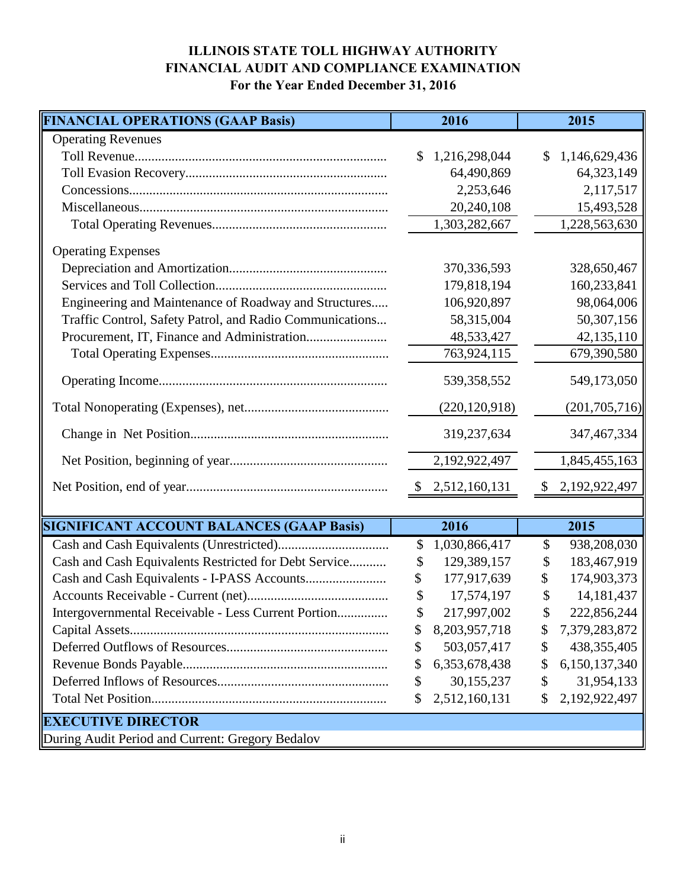# ILLINOIS STATE TOLL HIGHWAY AUTHORITY
## FINANCIAL AUDIT AND COMPLIANCE EXAMINATION
### For the Year Ended December 31, 2016

| **FINANCIAL OPERATIONS (GAAP Basis)** | **2016** | **2015** |
|---|---|---|
| Operating Revenues | | |
| Toll Revenue | $ 1,216,298,044 | $ 1,146,629,436 |
| Toll Evasion Recovery | 64,490,869 | 64,323,149 |
| Concessions | 2,253,646 | 2,117,517 |
| Miscellaneous | 20,240,108 | 15,493,528 |
| Total Operating Revenues | 1,303,282,667 | 1,228,563,630 |
| Operating Expenses | | |
| Depreciation and Amortization | 370,336,593 | 328,650,467 |
| Services and Toll Collection | 179,818,194 | 160,233,841 |
| Engineering and Maintenance of Roadway and Structures | 106,920,897 | 98,064,006 |
| Traffic Control, Safety Patrol, and Radio Communications | 58,315,004 | 50,307,156 |
| Procurement, IT, Finance and Administration | 48,533,427 | 42,135,110 |
| Total Operating Expenses | 763,924,115 | 679,390,580 |
| Operating Income | 539,358,552 | 549,173,050 |
| Total Nonoperating (Expenses), net | (220,120,918) | (201,705,716) |
| Change in Net Position | 319,237,634 | 347,467,334 |
| Net Position, beginning of year | 2,192,922,497 | 1,845,455,163 |
| Net Position, end of year | $ 2,512,160,131 | $ 2,192,922,497 |

| **SIGNIFICANT ACCOUNT BALANCES (GAAP Basis)** | **2016** | **2015** |
|---|---|---|
| Cash and Cash Equivalents (Unrestricted) | $ 1,030,866,417 | $ 938,208,030 |
| Cash and Cash Equivalents Restricted for Debt Service | $ 129,389,157 | $ 183,467,919 |
| Cash and Cash Equivalents - I-PASS Accounts | $ 177,917,639 | $ 174,903,373 |
| Accounts Receivable - Current (net) | $ 17,574,197 | $ 14,181,437 |
| Intergovernmental Receivable - Less Current Portion | $ 217,997,002 | $ 222,856,244 |
| Capital Assets | $ 8,203,957,718 | $ 7,379,283,872 |
| Deferred Outflows of Resources | $ 503,057,417 | $ 438,355,405 |
| Revenue Bonds Payable | $ 6,353,678,438 | $ 6,150,137,340 |
| Deferred Inflows of Resources | $ 30,155,237 | $ 31,954,133 |
| Total Net Position | $ 2,512,160,131 | $ 2,192,922,497 |

| **EXECUTIVE DIRECTOR** |
|---|
| During Audit Period and Current: Gregory Bedalov |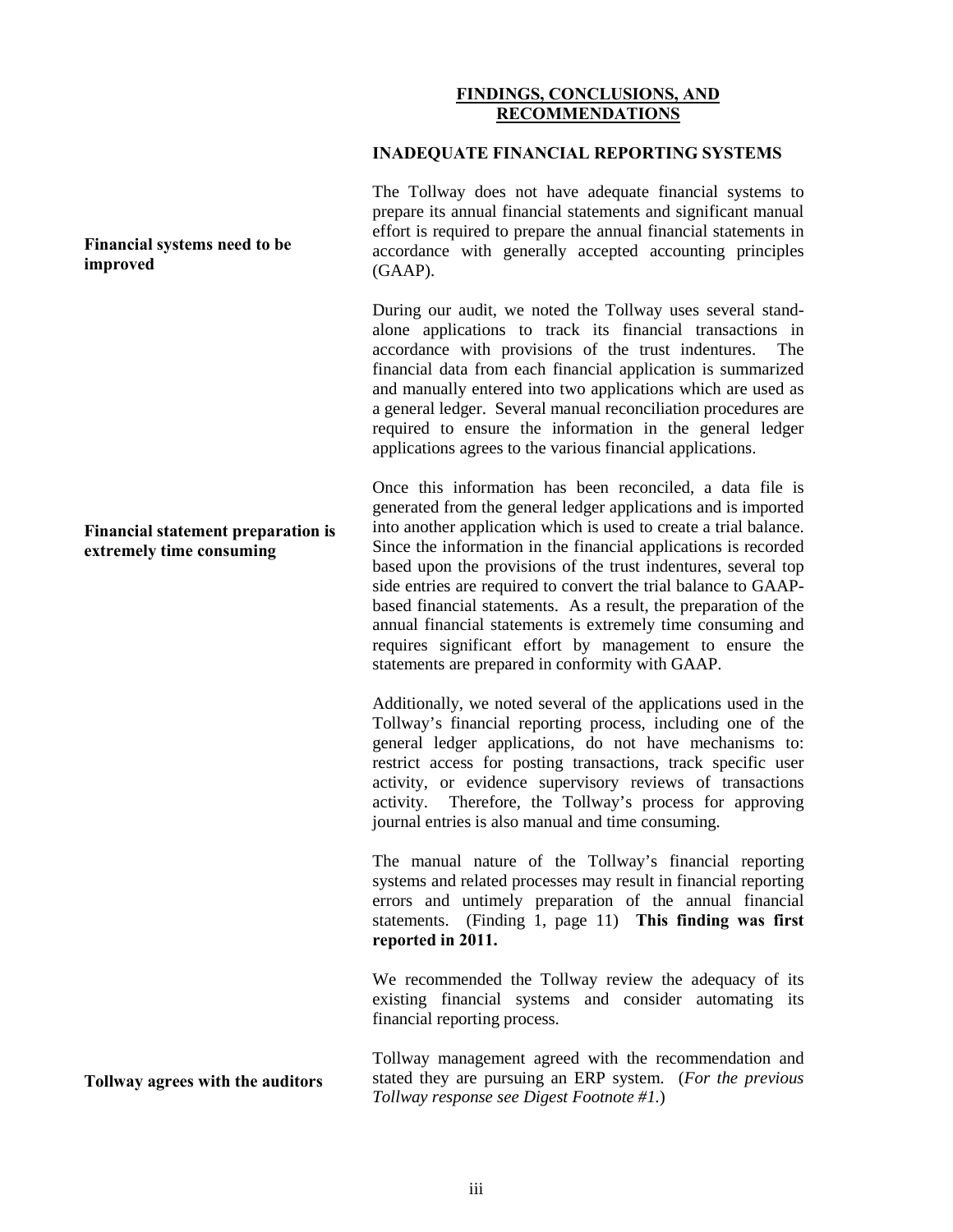## FINDINGS, CONCLUSIONS, AND RECOMMENDATIONS

### INADEQUATE FINANCIAL REPORTING SYSTEMS

**Financial systems need to be improved**

The Tollway does not have adequate financial systems to prepare its annual financial statements and significant manual effort is required to prepare the annual financial statements in accordance with generally accepted accounting principles (GAAP).

During our audit, we noted the Tollway uses several stand-alone applications to track its financial transactions in accordance with provisions of the trust indentures. The financial data from each financial application is summarized and manually entered into two applications which are used as a general ledger. Several manual reconciliation procedures are required to ensure the information in the general ledger applications agrees to the various financial applications.

**Financial statement preparation is extremely time consuming**

Once this information has been reconciled, a data file is generated from the general ledger applications and is imported into another application which is used to create a trial balance. Since the information in the financial applications is recorded based upon the provisions of the trust indentures, several top side entries are required to convert the trial balance to GAAP-based financial statements. As a result, the preparation of the annual financial statements is extremely time consuming and requires significant effort by management to ensure the statements are prepared in conformity with GAAP.

Additionally, we noted several of the applications used in the Tollway's financial reporting process, including one of the general ledger applications, do not have mechanisms to: restrict access for posting transactions, track specific user activity, or evidence supervisory reviews of transactions activity. Therefore, the Tollway's process for approving journal entries is also manual and time consuming.

The manual nature of the Tollway's financial reporting systems and related processes may result in financial reporting errors and untimely preparation of the annual financial statements. (Finding 1, page 11) **This finding was first reported in 2011.**

We recommended the Tollway review the adequacy of its existing financial systems and consider automating its financial reporting process.

**Tollway agrees with the auditors**

Tollway management agreed with the recommendation and stated they are pursuing an ERP system. (*For the previous Tollway response see Digest Footnote #1.*)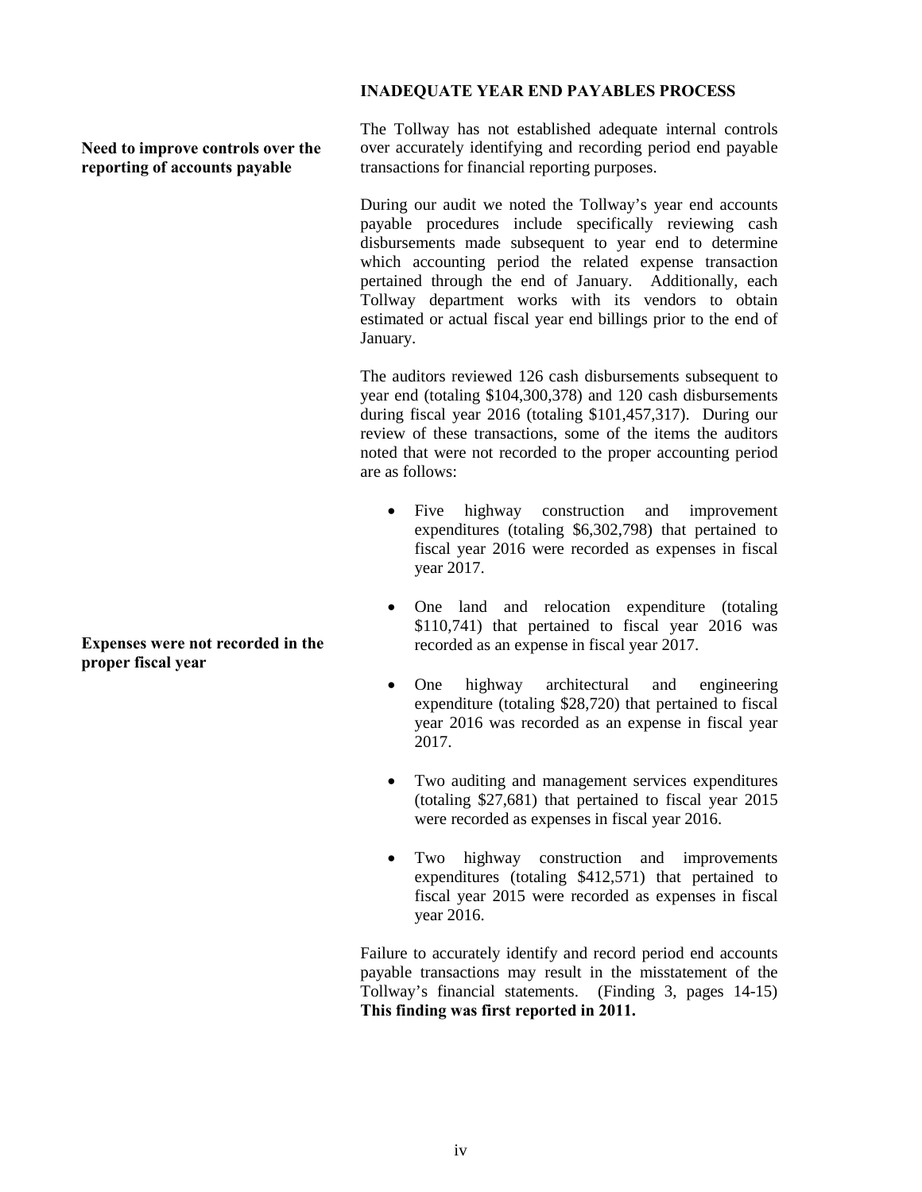## INADEQUATE YEAR END PAYABLES PROCESS

**Need to improve controls over the reporting of accounts payable**

The Tollway has not established adequate internal controls over accurately identifying and recording period end payable transactions for financial reporting purposes.

During our audit we noted the Tollway's year end accounts payable procedures include specifically reviewing cash disbursements made subsequent to year end to determine which accounting period the related expense transaction pertained through the end of January. Additionally, each Tollway department works with its vendors to obtain estimated or actual fiscal year end billings prior to the end of January.

The auditors reviewed 126 cash disbursements subsequent to year end (totaling $104,300,378) and 120 cash disbursements during fiscal year 2016 (totaling $101,457,317). During our review of these transactions, some of the items the auditors noted that were not recorded to the proper accounting period are as follows:

**Expenses were not recorded in the proper fiscal year**

- Five highway construction and improvement expenditures (totaling $6,302,798) that pertained to fiscal year 2016 were recorded as expenses in fiscal year 2017.
- One land and relocation expenditure (totaling $110,741) that pertained to fiscal year 2016 was recorded as an expense in fiscal year 2017.
- One highway architectural and engineering expenditure (totaling $28,720) that pertained to fiscal year 2016 was recorded as an expense in fiscal year 2017.
- Two auditing and management services expenditures (totaling $27,681) that pertained to fiscal year 2015 were recorded as expenses in fiscal year 2016.
- Two highway construction and improvements expenditures (totaling $412,571) that pertained to fiscal year 2015 were recorded as expenses in fiscal year 2016.

Failure to accurately identify and record period end accounts payable transactions may result in the misstatement of the Tollway's financial statements. (Finding 3, pages 14-15) **This finding was first reported in 2011.**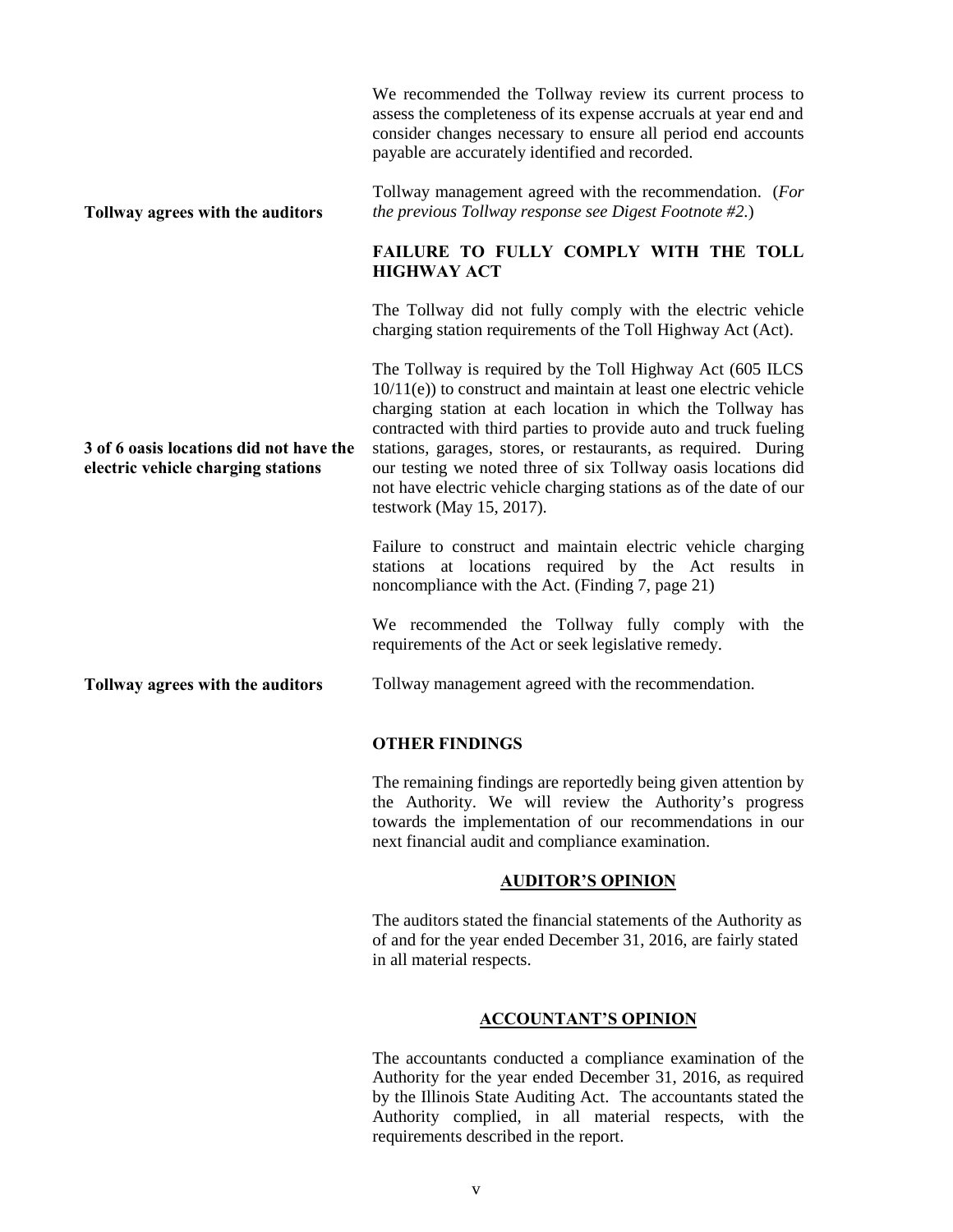We recommended the Tollway review its current process to assess the completeness of its expense accruals at year end and consider changes necessary to ensure all period end accounts payable are accurately identified and recorded.

**Tollway agrees with the auditors**

Tollway management agreed with the recommendation. (*For the previous Tollway response see Digest Footnote #2.*)

### FAILURE TO FULLY COMPLY WITH THE TOLL HIGHWAY ACT

The Tollway did not fully comply with the electric vehicle charging station requirements of the Toll Highway Act (Act).

**3 of 6 oasis locations did not have the electric vehicle charging stations**

The Tollway is required by the Toll Highway Act (605 ILCS 10/11(e)) to construct and maintain at least one electric vehicle charging station at each location in which the Tollway has contracted with third parties to provide auto and truck fueling stations, garages, stores, or restaurants, as required. During our testing we noted three of six Tollway oasis locations did not have electric vehicle charging stations as of the date of our testwork (May 15, 2017).

Failure to construct and maintain electric vehicle charging stations at locations required by the Act results in noncompliance with the Act. (Finding 7, page 21)

We recommended the Tollway fully comply with the requirements of the Act or seek legislative remedy.

**Tollway agrees with the auditors**

Tollway management agreed with the recommendation.

### OTHER FINDINGS

The remaining findings are reportedly being given attention by the Authority. We will review the Authority's progress towards the implementation of our recommendations in our next financial audit and compliance examination.

## AUDITOR'S OPINION

The auditors stated the financial statements of the Authority as of and for the year ended December 31, 2016, are fairly stated in all material respects.

## ACCOUNTANT'S OPINION

The accountants conducted a compliance examination of the Authority for the year ended December 31, 2016, as required by the Illinois State Auditing Act. The accountants stated the Authority complied, in all material respects, with the requirements described in the report.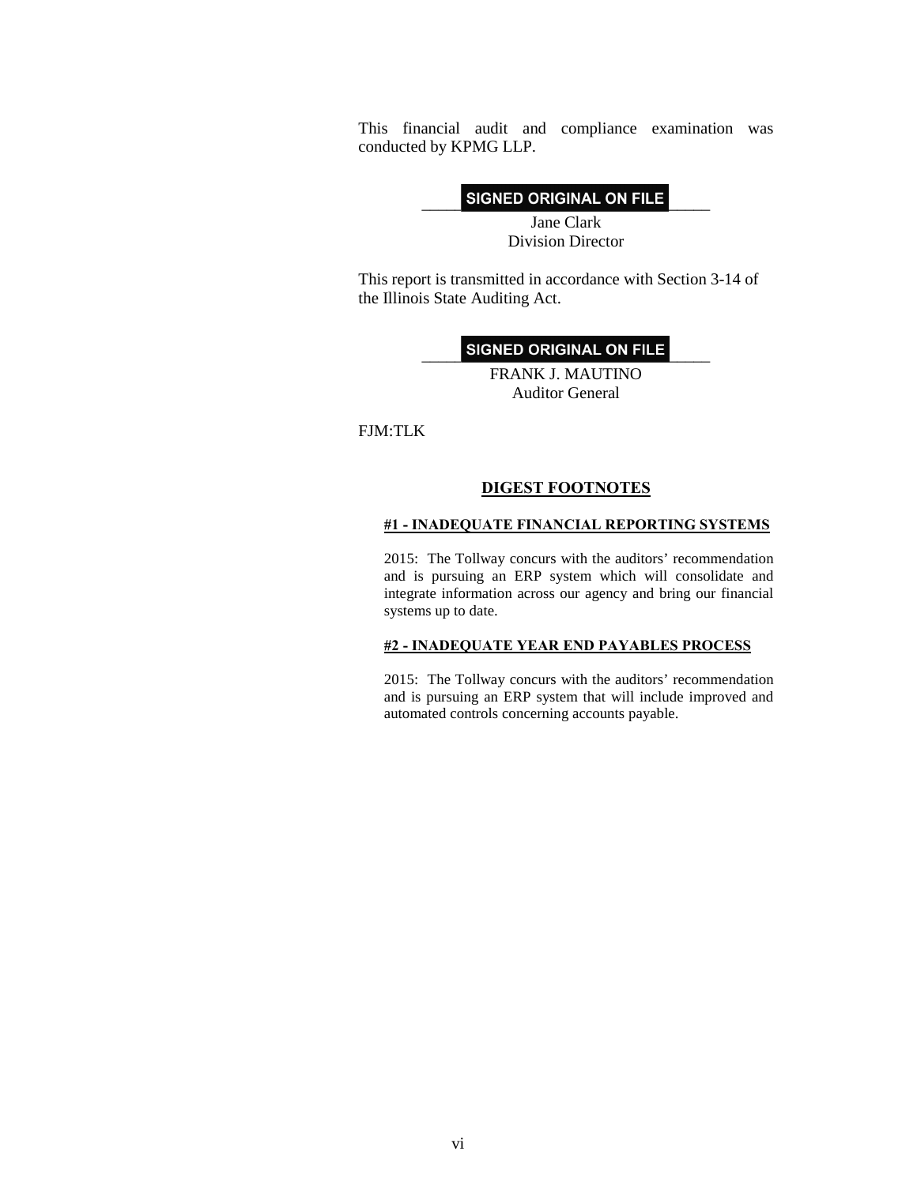This financial audit and compliance examination was conducted by KPMG LLP.

SIGNED ORIGINAL ON FILE

Jane Clark
Division Director

This report is transmitted in accordance with Section 3-14 of the Illinois State Auditing Act.

SIGNED ORIGINAL ON FILE

FRANK J. MAUTINO
Auditor General

FJM:TLK

## DIGEST FOOTNOTES

### #1 - INADEQUATE FINANCIAL REPORTING SYSTEMS

2015: The Tollway concurs with the auditors' recommendation and is pursuing an ERP system which will consolidate and integrate information across our agency and bring our financial systems up to date.

### #2 - INADEQUATE YEAR END PAYABLES PROCESS

2015: The Tollway concurs with the auditors' recommendation and is pursuing an ERP system that will include improved and automated controls concerning accounts payable.